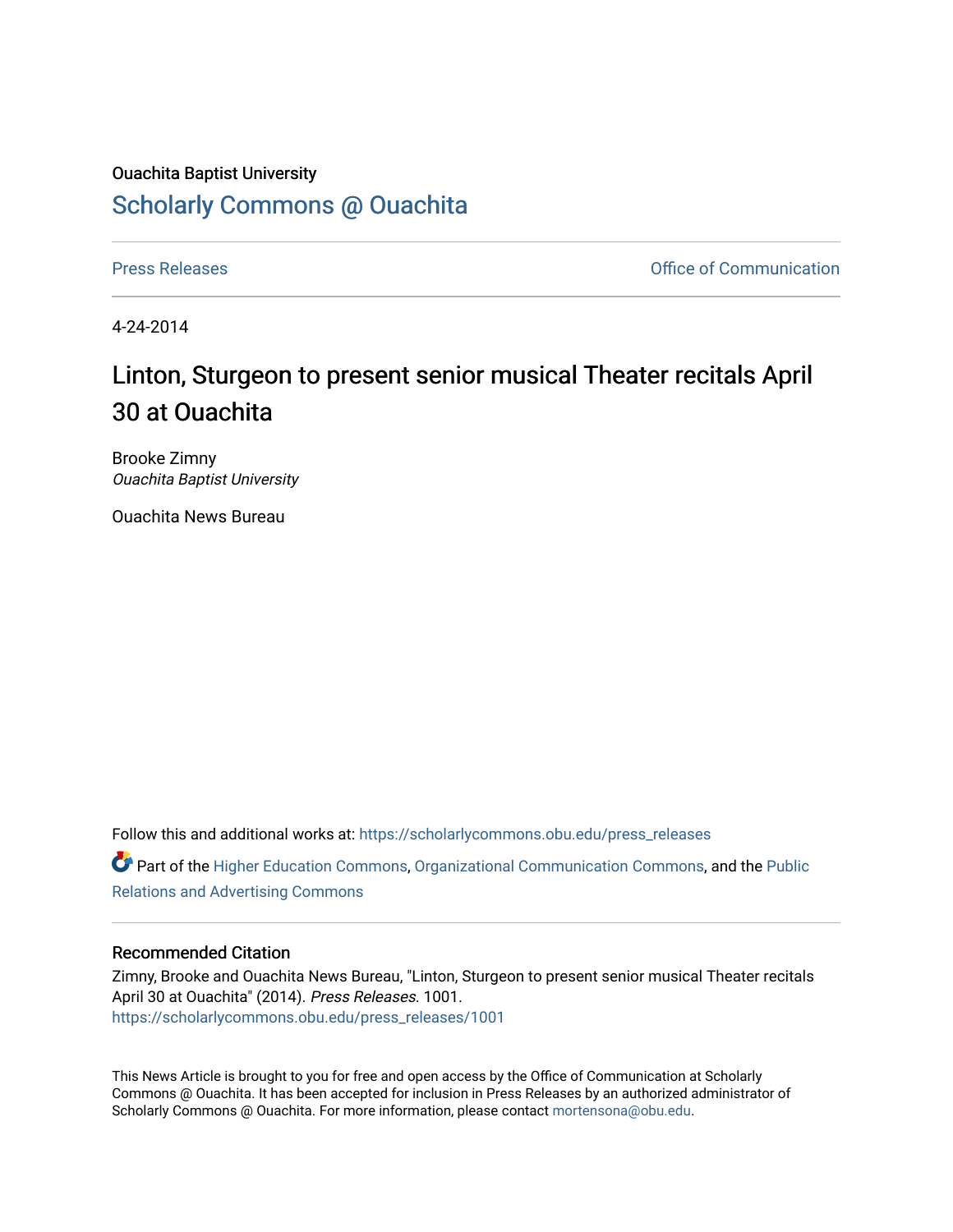Ouachita Baptist University

# Scholarly Commons @ Ouachita

Press Releases | Office of Communication

4-24-2014

# Linton, Sturgeon to present senior musical Theater recitals April 30 at Ouachita

Brooke Zimny
*Ouachita Baptist University*

Ouachita News Bureau

Follow this and additional works at: https://scholarlycommons.obu.edu/press_releases

Part of the Higher Education Commons, Organizational Communication Commons, and the Public Relations and Advertising Commons

## Recommended Citation

Zimny, Brooke and Ouachita News Bureau, "Linton, Sturgeon to present senior musical Theater recitals April 30 at Ouachita" (2014). *Press Releases*. 1001.
https://scholarlycommons.obu.edu/press_releases/1001

This News Article is brought to you for free and open access by the Office of Communication at Scholarly Commons @ Ouachita. It has been accepted for inclusion in Press Releases by an authorized administrator of Scholarly Commons @ Ouachita. For more information, please contact mortensona@obu.edu.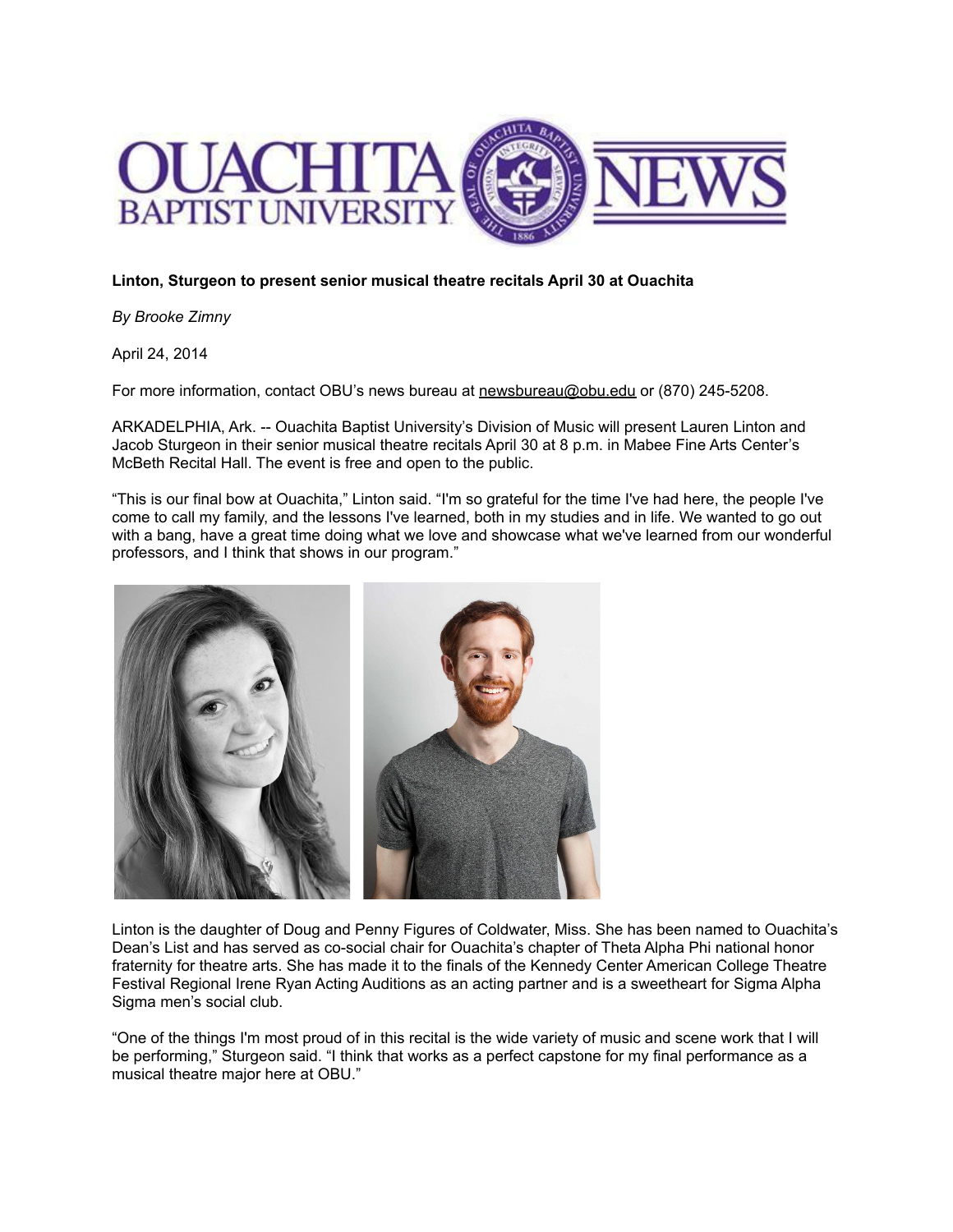**Linton, Sturgeon to present senior musical theatre recitals April 30 at Ouachita**

*By Brooke Zimny*

April 24, 2014

For more information, contact OBU's news bureau at newsbureau@obu.edu or (870) 245-5208.

ARKADELPHIA, Ark. -- Ouachita Baptist University's Division of Music will present Lauren Linton and Jacob Sturgeon in their senior musical theatre recitals April 30 at 8 p.m. in Mabee Fine Arts Center's McBeth Recital Hall. The event is free and open to the public.

"This is our final bow at Ouachita," Linton said. "I'm so grateful for the time I've had here, the people I've come to call my family, and the lessons I've learned, both in my studies and in life. We wanted to go out with a bang, have a great time doing what we love and showcase what we've learned from our wonderful professors, and I think that shows in our program."

Linton is the daughter of Doug and Penny Figures of Coldwater, Miss. She has been named to Ouachita's Dean's List and has served as co-social chair for Ouachita's chapter of Theta Alpha Phi national honor fraternity for theatre arts. She has made it to the finals of the Kennedy Center American College Theatre Festival Regional Irene Ryan Acting Auditions as an acting partner and is a sweetheart for Sigma Alpha Sigma men's social club.

"One of the things I'm most proud of in this recital is the wide variety of music and scene work that I will be performing," Sturgeon said. "I think that works as a perfect capstone for my final performance as a musical theatre major here at OBU."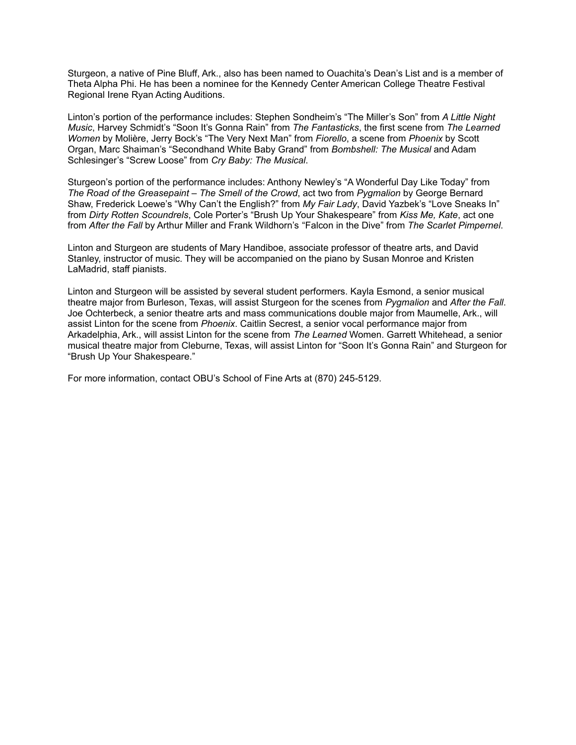Sturgeon, a native of Pine Bluff, Ark., also has been named to Ouachita's Dean's List and is a member of Theta Alpha Phi. He has been a nominee for the Kennedy Center American College Theatre Festival Regional Irene Ryan Acting Auditions.

Linton's portion of the performance includes: Stephen Sondheim's "The Miller's Son" from *A Little Night Music*, Harvey Schmidt's "Soon It's Gonna Rain" from *The Fantasticks*, the first scene from *The Learned Women* by Molière, Jerry Bock's "The Very Next Man" from *Fiorello*, a scene from *Phoenix* by Scott Organ, Marc Shaiman's "Secondhand White Baby Grand" from *Bombshell: The Musical* and Adam Schlesinger's "Screw Loose" from *Cry Baby: The Musical*.

Sturgeon's portion of the performance includes: Anthony Newley's "A Wonderful Day Like Today" from *The Road of the Greasepaint – The Smell of the Crowd*, act two from *Pygmalion* by George Bernard Shaw, Frederick Loewe's "Why Can't the English?" from *My Fair Lady*, David Yazbek's "Love Sneaks In" from *Dirty Rotten Scoundrels*, Cole Porter's "Brush Up Your Shakespeare" from *Kiss Me, Kate*, act one from *After the Fall* by Arthur Miller and Frank Wildhorn's "Falcon in the Dive" from *The Scarlet Pimpernel*.

Linton and Sturgeon are students of Mary Handiboe, associate professor of theatre arts, and David Stanley, instructor of music. They will be accompanied on the piano by Susan Monroe and Kristen LaMadrid, staff pianists.

Linton and Sturgeon will be assisted by several student performers. Kayla Esmond, a senior musical theatre major from Burleson, Texas, will assist Sturgeon for the scenes from *Pygmalion* and *After the Fall*. Joe Ochterbeck, a senior theatre arts and mass communications double major from Maumelle, Ark., will assist Linton for the scene from *Phoenix*. Caitlin Secrest, a senior vocal performance major from Arkadelphia, Ark., will assist Linton for the scene from *The Learned* Women. Garrett Whitehead, a senior musical theatre major from Cleburne, Texas, will assist Linton for "Soon It's Gonna Rain" and Sturgeon for "Brush Up Your Shakespeare."

For more information, contact OBU's School of Fine Arts at (870) 245-5129.